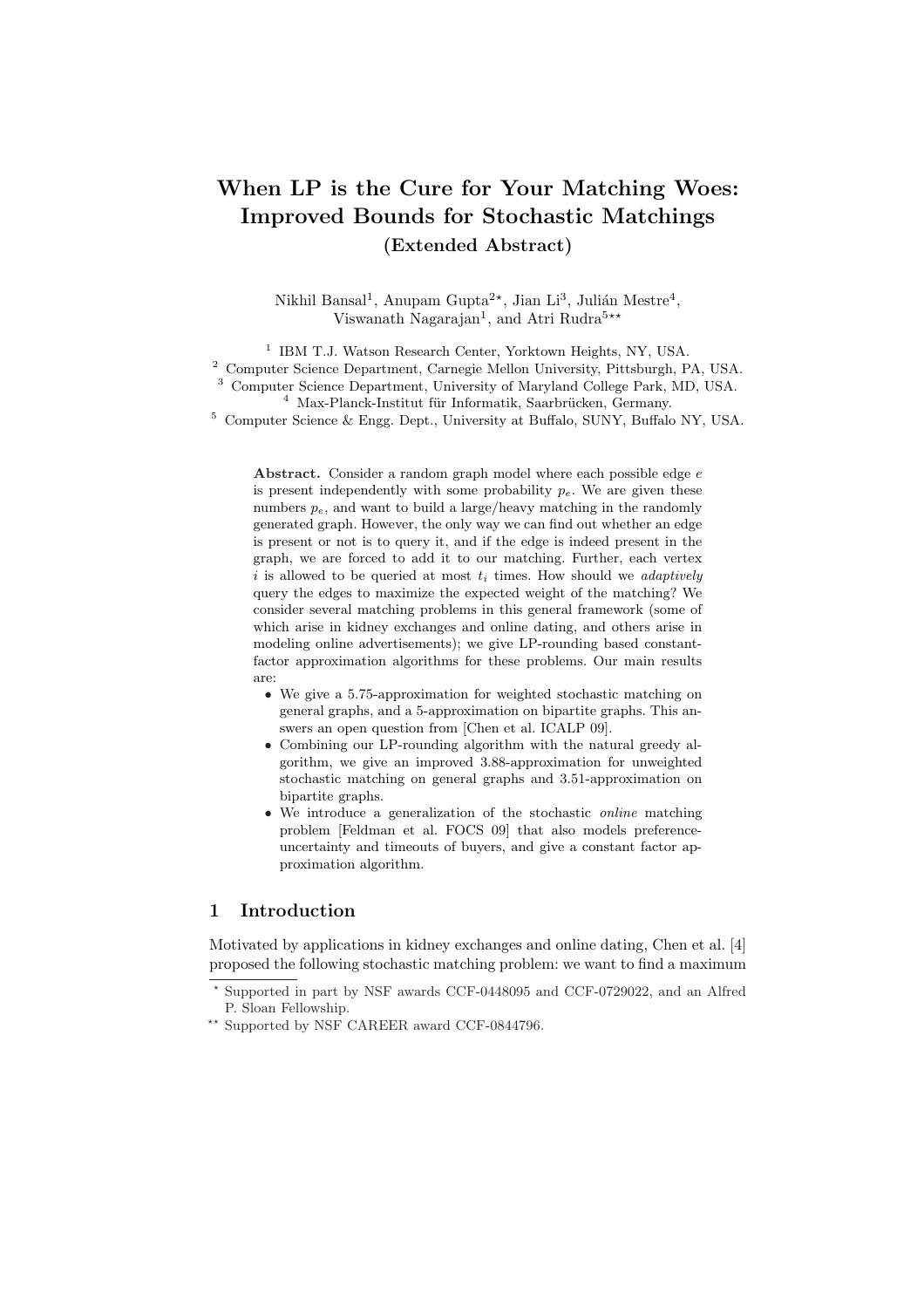# When LP is the Cure for Your Matching Woes: Improved Bounds for Stochastic Matchings

## (Extended Abstract)

Nikhil Bansal[1], Anupam Gupta[2,⋆], Jian Li[3], Julián Mestre[4], Viswanath Nagarajan[1], and Atri Rudra[5,⋆⋆]

[1] IBM T.J. Watson Research Center, Yorktown Heights, NY, USA.
[2] Computer Science Department, Carnegie Mellon University, Pittsburgh, PA, USA.
[3] Computer Science Department, University of Maryland College Park, MD, USA.
[4] Max-Planck-Institut für Informatik, Saarbrücken, Germany.
[5] Computer Science & Engg. Dept., University at Buffalo, SUNY, Buffalo NY, USA.

**Abstract.** Consider a random graph model where each possible edge $e$ is present independently with some probability $p_e$. We are given these numbers $p_e$, and want to build a large/heavy matching in the randomly generated graph. However, the only way we can find out whether an edge is present or not is to query it, and if the edge is indeed present in the graph, we are forced to add it to our matching. Further, each vertex $i$ is allowed to be queried at most $t_i$ times. How should we *adaptively* query the edges to maximize the expected weight of the matching? We consider several matching problems in this general framework (some of which arise in kidney exchanges and online dating, and others arise in modeling online advertisements); we give LP-rounding based constant-factor approximation algorithms for these problems. Our main results are:

- We give a 5.75-approximation for weighted stochastic matching on general graphs, and a 5-approximation on bipartite graphs. This answers an open question from [Chen et al. ICALP 09].
- Combining our LP-rounding algorithm with the natural greedy algorithm, we give an improved 3.88-approximation for unweighted stochastic matching on general graphs and 3.51-approximation on bipartite graphs.
- We introduce a generalization of the stochastic *online* matching problem [Feldman et al. FOCS 09] that also models preference-uncertainty and timeouts of buyers, and give a constant factor approximation algorithm.

## 1 Introduction

Motivated by applications in kidney exchanges and online dating, Chen et al. [4] proposed the following stochastic matching problem: we want to find a maximum

⋆ Supported in part by NSF awards CCF-0448095 and CCF-0729022, and an Alfred P. Sloan Fellowship.

⋆⋆ Supported by NSF CAREER award CCF-0844796.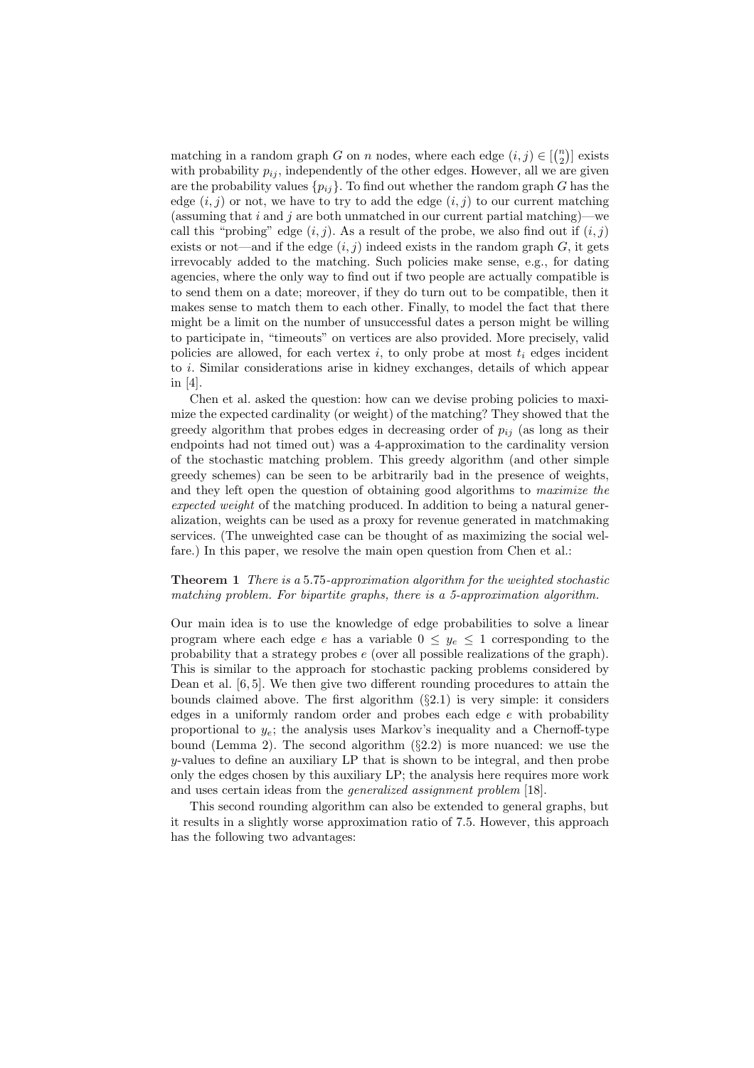matching in a random graph $G$ on $n$ nodes, where each edge $(i, j) \in [\binom{n}{2}]$ exists with probability $p_{ij}$, independently of the other edges. However, all we are given are the probability values $\{p_{ij}\}$. To find out whether the random graph $G$ has the edge $(i, j)$ or not, we have to try to add the edge $(i, j)$ to our current matching (assuming that $i$ and $j$ are both unmatched in our current partial matching)—we call this "probing" edge $(i, j)$. As a result of the probe, we also find out if $(i, j)$ exists or not—and if the edge $(i, j)$ indeed exists in the random graph $G$, it gets irrevocably added to the matching. Such policies make sense, e.g., for dating agencies, where the only way to find out if two people are actually compatible is to send them on a date; moreover, if they do turn out to be compatible, then it makes sense to match them to each other. Finally, to model the fact that there might be a limit on the number of unsuccessful dates a person might be willing to participate in, "timeouts" on vertices are also provided. More precisely, valid policies are allowed, for each vertex $i$, to only probe at most $t_i$ edges incident to $i$. Similar considerations arise in kidney exchanges, details of which appear in [4].

Chen et al. asked the question: how can we devise probing policies to maximize the expected cardinality (or weight) of the matching? They showed that the greedy algorithm that probes edges in decreasing order of $p_{ij}$ (as long as their endpoints had not timed out) was a 4-approximation to the cardinality version of the stochastic matching problem. This greedy algorithm (and other simple greedy schemes) can be seen to be arbitrarily bad in the presence of weights, and they left open the question of obtaining good algorithms to *maximize the expected weight* of the matching produced. In addition to being a natural generalization, weights can be used as a proxy for revenue generated in matchmaking services. (The unweighted case can be thought of as maximizing the social welfare.) In this paper, we resolve the main open question from Chen et al.:

**Theorem 1** *There is a* 5.75*-approximation algorithm for the weighted stochastic matching problem. For bipartite graphs, there is a 5-approximation algorithm.*

Our main idea is to use the knowledge of edge probabilities to solve a linear program where each edge $e$ has a variable $0 \leq y_e \leq 1$ corresponding to the probability that a strategy probes $e$ (over all possible realizations of the graph). This is similar to the approach for stochastic packing problems considered by Dean et al. [6, 5]. We then give two different rounding procedures to attain the bounds claimed above. The first algorithm (§2.1) is very simple: it considers edges in a uniformly random order and probes each edge $e$ with probability proportional to $y_e$; the analysis uses Markov's inequality and a Chernoff-type bound (Lemma 2). The second algorithm (§2.2) is more nuanced: we use the $y$-values to define an auxiliary LP that is shown to be integral, and then probe only the edges chosen by this auxiliary LP; the analysis here requires more work and uses certain ideas from the *generalized assignment problem* [18].

This second rounding algorithm can also be extended to general graphs, but it results in a slightly worse approximation ratio of 7.5. However, this approach has the following two advantages: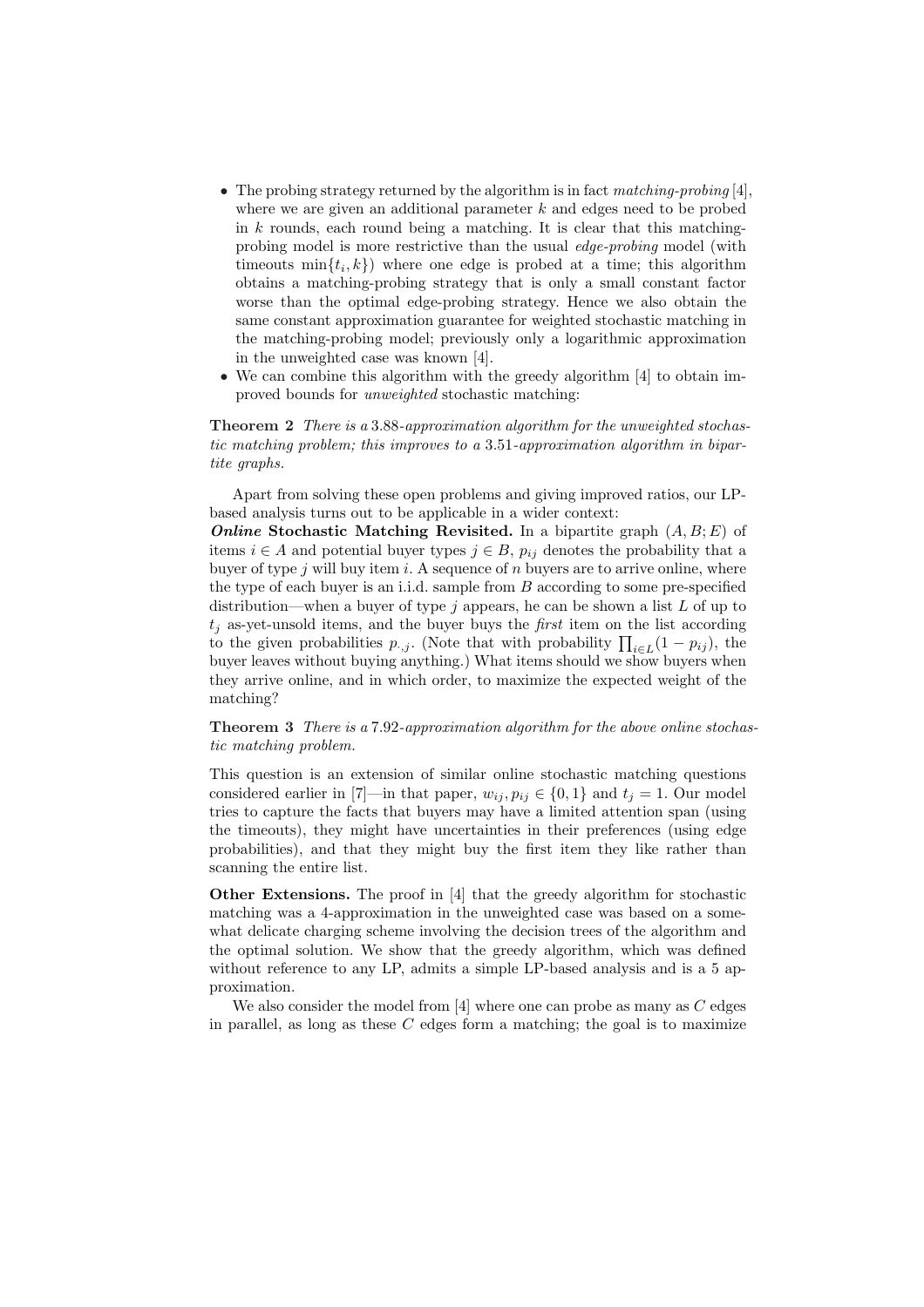- The probing strategy returned by the algorithm is in fact *matching-probing* [4], where we are given an additional parameter $k$ and edges need to be probed in $k$ rounds, each round being a matching. It is clear that this matching-probing model is more restrictive than the usual *edge-probing* model (with timeouts $\min\{t_i, k\}$) where one edge is probed at a time; this algorithm obtains a matching-probing strategy that is only a small constant factor worse than the optimal edge-probing strategy. Hence we also obtain the same constant approximation guarantee for weighted stochastic matching in the matching-probing model; previously only a logarithmic approximation in the unweighted case was known [4].
- We can combine this algorithm with the greedy algorithm [4] to obtain improved bounds for *unweighted* stochastic matching:

**Theorem 2** *There is a* 3.88*-approximation algorithm for the unweighted stochastic matching problem; this improves to a* 3.51*-approximation algorithm in bipartite graphs.*

Apart from solving these open problems and giving improved ratios, our LP-based analysis turns out to be applicable in a wider context:

***Online* Stochastic Matching Revisited.** In a bipartite graph $(A, B; E)$ of items $i \in A$ and potential buyer types $j \in B$, $p_{ij}$ denotes the probability that a buyer of type $j$ will buy item $i$. A sequence of $n$ buyers are to arrive online, where the type of each buyer is an i.i.d. sample from $B$ according to some pre-specified distribution—when a buyer of type $j$ appears, he can be shown a list $L$ of up to $t_j$ as-yet-unsold items, and the buyer buys the *first* item on the list according to the given probabilities $p_{\cdot,j}$. (Note that with probability $\prod_{i \in L}(1 - p_{ij})$, the buyer leaves without buying anything.) What items should we show buyers when they arrive online, and in which order, to maximize the expected weight of the matching?

**Theorem 3** *There is a* 7.92*-approximation algorithm for the above online stochastic matching problem.*

This question is an extension of similar online stochastic matching questions considered earlier in [7]—in that paper, $w_{ij}, p_{ij} \in \{0, 1\}$ and $t_j = 1$. Our model tries to capture the facts that buyers may have a limited attention span (using the timeouts), they might have uncertainties in their preferences (using edge probabilities), and that they might buy the first item they like rather than scanning the entire list.

**Other Extensions.** The proof in [4] that the greedy algorithm for stochastic matching was a 4-approximation in the unweighted case was based on a somewhat delicate charging scheme involving the decision trees of the algorithm and the optimal solution. We show that the greedy algorithm, which was defined without reference to any LP, admits a simple LP-based analysis and is a 5 approximation.

We also consider the model from [4] where one can probe as many as $C$ edges in parallel, as long as these $C$ edges form a matching; the goal is to maximize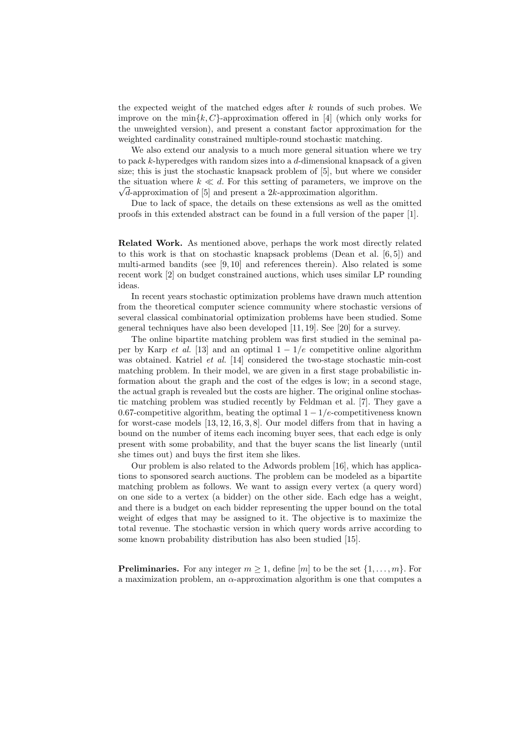the expected weight of the matched edges after $k$ rounds of such probes. We improve on the $\min\{k, C\}$-approximation offered in [4] (which only works for the unweighted version), and present a constant factor approximation for the weighted cardinality constrained multiple-round stochastic matching.

We also extend our analysis to a much more general situation where we try to pack $k$-hyperedges with random sizes into a $d$-dimensional knapsack of a given size; this is just the stochastic knapsack problem of [5], but where we consider the situation where $k \ll d$. For this setting of parameters, we improve on the $\sqrt{d}$-approximation of [5] and present a $2k$-approximation algorithm.

Due to lack of space, the details on these extensions as well as the omitted proofs in this extended abstract can be found in a full version of the paper [1].

**Related Work.** As mentioned above, perhaps the work most directly related to this work is that on stochastic knapsack problems (Dean et al. [6, 5]) and multi-armed bandits (see [9, 10] and references therein). Also related is some recent work [2] on budget constrained auctions, which uses similar LP rounding ideas.

In recent years stochastic optimization problems have drawn much attention from the theoretical computer science community where stochastic versions of several classical combinatorial optimization problems have been studied. Some general techniques have also been developed [11, 19]. See [20] for a survey.

The online bipartite matching problem was first studied in the seminal paper by Karp *et al.* [13] and an optimal $1 - 1/e$ competitive online algorithm was obtained. Katriel *et al.* [14] considered the two-stage stochastic min-cost matching problem. In their model, we are given in a first stage probabilistic information about the graph and the cost of the edges is low; in a second stage, the actual graph is revealed but the costs are higher. The original online stochastic matching problem was studied recently by Feldman et al. [7]. They gave a 0.67-competitive algorithm, beating the optimal $1 - 1/e$-competitiveness known for worst-case models [13, 12, 16, 3, 8]. Our model differs from that in having a bound on the number of items each incoming buyer sees, that each edge is only present with some probability, and that the buyer scans the list linearly (until she times out) and buys the first item she likes.

Our problem is also related to the Adwords problem [16], which has applications to sponsored search auctions. The problem can be modeled as a bipartite matching problem as follows. We want to assign every vertex (a query word) on one side to a vertex (a bidder) on the other side. Each edge has a weight, and there is a budget on each bidder representing the upper bound on the total weight of edges that may be assigned to it. The objective is to maximize the total revenue. The stochastic version in which query words arrive according to some known probability distribution has also been studied [15].

**Preliminaries.** For any integer $m \geq 1$, define $[m]$ to be the set $\{1, \dots, m\}$. For a maximization problem, an $\alpha$-approximation algorithm is one that computes a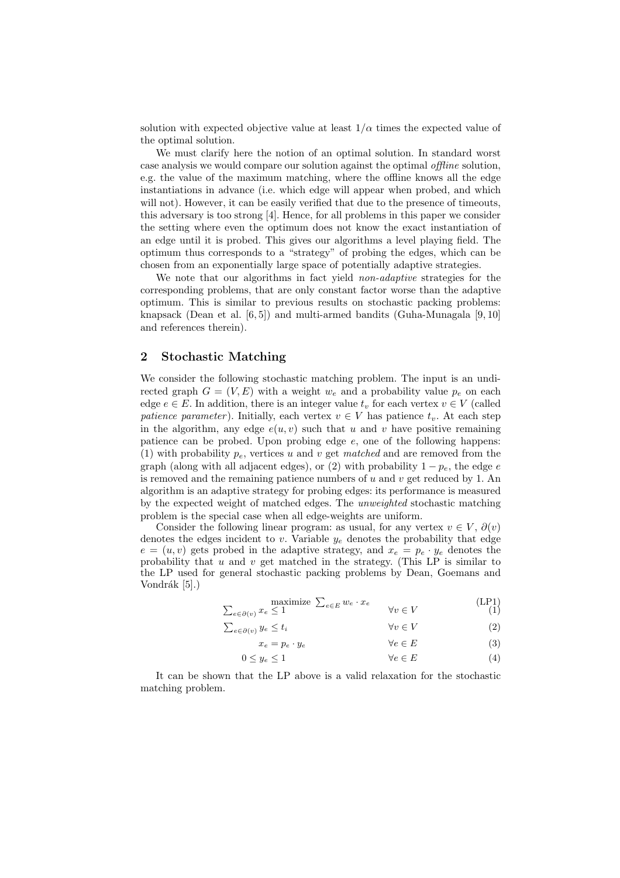solution with expected objective value at least $1/\alpha$ times the expected value of the optimal solution.

We must clarify here the notion of an optimal solution. In standard worst case analysis we would compare our solution against the optimal *offline* solution, e.g. the value of the maximum matching, where the offline knows all the edge instantiations in advance (i.e. which edge will appear when probed, and which will not). However, it can be easily verified that due to the presence of timeouts, this adversary is too strong [4]. Hence, for all problems in this paper we consider the setting where even the optimum does not know the exact instantiation of an edge until it is probed. This gives our algorithms a level playing field. The optimum thus corresponds to a "strategy" of probing the edges, which can be chosen from an exponentially large space of potentially adaptive strategies.

We note that our algorithms in fact yield *non-adaptive* strategies for the corresponding problems, that are only constant factor worse than the adaptive optimum. This is similar to previous results on stochastic packing problems: knapsack (Dean et al. [6, 5]) and multi-armed bandits (Guha-Munagala [9, 10] and references therein).

## 2 Stochastic Matching

We consider the following stochastic matching problem. The input is an undirected graph $G = (V, E)$ with a weight $w_e$ and a probability value $p_e$ on each edge $e \in E$. In addition, there is an integer value $t_v$ for each vertex $v \in V$ (called *patience parameter*). Initially, each vertex $v \in V$ has patience $t_v$. At each step in the algorithm, any edge $e(u, v)$ such that $u$ and $v$ have positive remaining patience can be probed. Upon probing edge $e$, one of the following happens: (1) with probability $p_e$, vertices $u$ and $v$ get *matched* and are removed from the graph (along with all adjacent edges), or (2) with probability $1 - p_e$, the edge $e$ is removed and the remaining patience numbers of $u$ and $v$ get reduced by 1. An algorithm is an adaptive strategy for probing edges: its performance is measured by the expected weight of matched edges. The *unweighted* stochastic matching problem is the special case when all edge-weights are uniform.

Consider the following linear program: as usual, for any vertex $v \in V$, $\partial(v)$ denotes the edges incident to $v$. Variable $y_e$ denotes the probability that edge $e = (u, v)$ gets probed in the adaptive strategy, and $x_e = p_e \cdot y_e$ denotes the probability that $u$ and $v$ get matched in the strategy. (This LP is similar to the LP used for general stochastic packing problems by Dean, Goemans and Vondrák [5].)

$$\text{maximize } \sum_{e \in E} w_e \cdot x_e \qquad \text{(LP1)}$$

$$\sum_{e \in \partial(v)} x_e \leq 1 \qquad \forall v \in V \qquad (1)$$

$$\sum_{e \in \partial(v)} y_e \leq t_i \qquad \forall v \in V \qquad (2)$$

$$x_e = p_e \cdot y_e \qquad \forall e \in E \qquad (3)$$

$$0 \leq y_e \leq 1 \qquad \forall e \in E \qquad (4)$$

It can be shown that the LP above is a valid relaxation for the stochastic matching problem.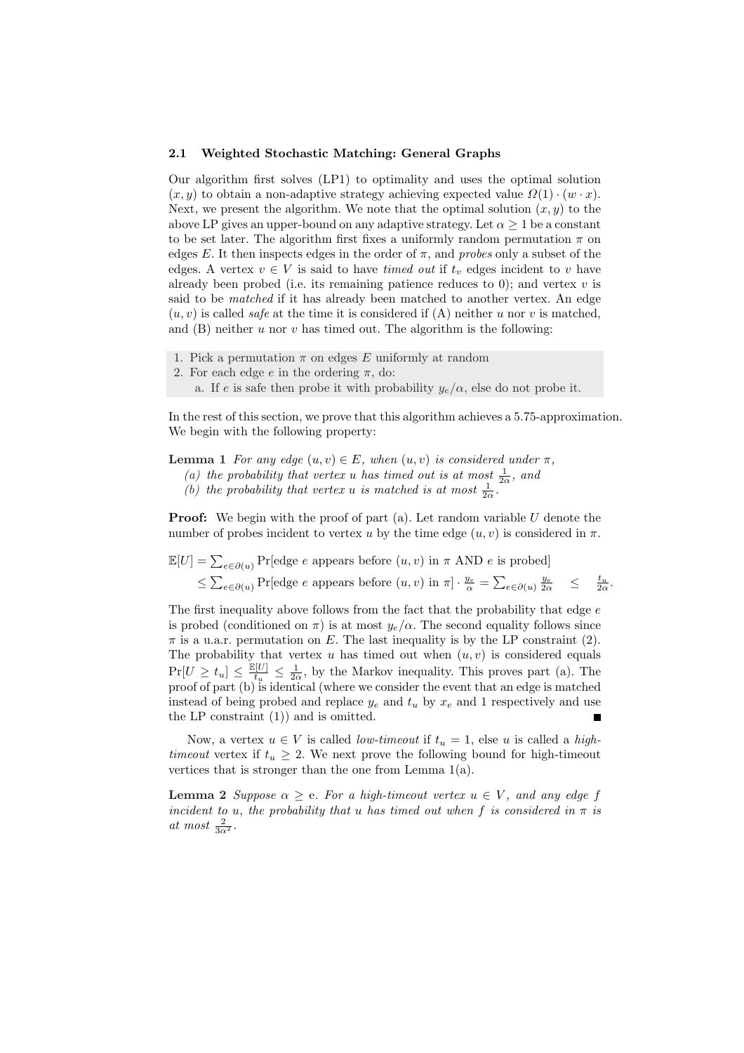### 2.1 Weighted Stochastic Matching: General Graphs

Our algorithm first solves (LP1) to optimality and uses the optimal solution $(x, y)$ to obtain a non-adaptive strategy achieving expected value $\Omega(1) \cdot (w \cdot x)$. Next, we present the algorithm. We note that the optimal solution $(x, y)$ to the above LP gives an upper-bound on any adaptive strategy. Let $\alpha \geq 1$ be a constant to be set later. The algorithm first fixes a uniformly random permutation $\pi$ on edges $E$. It then inspects edges in the order of $\pi$, and *probes* only a subset of the edges. A vertex $v \in V$ is said to have *timed out* if $t_v$ edges incident to $v$ have already been probed (i.e. its remaining patience reduces to 0); and vertex $v$ is said to be *matched* if it has already been matched to another vertex. An edge $(u, v)$ is called *safe* at the time it is considered if (A) neither $u$ nor $v$ is matched, and (B) neither $u$ nor $v$ has timed out. The algorithm is the following:

1. Pick a permutation $\pi$ on edges $E$ uniformly at random
2. For each edge $e$ in the ordering $\pi$, do:
   a. If $e$ is safe then probe it with probability $y_e/\alpha$, else do not probe it.

In the rest of this section, we prove that this algorithm achieves a 5.75-approximation. We begin with the following property:

**Lemma 1** *For any edge $(u, v) \in E$, when $(u, v)$ is considered under $\pi$,*
*(a) the probability that vertex $u$ has timed out is at most $\frac{1}{2\alpha}$, and*
*(b) the probability that vertex $u$ is matched is at most $\frac{1}{2\alpha}$.*

**Proof:** We begin with the proof of part (a). Let random variable $U$ denote the number of probes incident to vertex $u$ by the time edge $(u, v)$ is considered in $\pi$.

$$\mathbb{E}[U] = \sum_{e \in \partial(u)} \Pr[\text{edge } e \text{ appears before } (u, v) \text{ in } \pi \text{ AND } e \text{ is probed}]$$
$$\leq \sum_{e \in \partial(u)} \Pr[\text{edge } e \text{ appears before } (u, v) \text{ in } \pi] \cdot \frac{y_e}{\alpha} = \sum_{e \in \partial(u)} \frac{y_e}{2\alpha} \quad \leq \quad \frac{t_u}{2\alpha}.$$

The first inequality above follows from the fact that the probability that edge $e$ is probed (conditioned on $\pi$) is at most $y_e/\alpha$. The second equality follows since $\pi$ is a u.a.r. permutation on $E$. The last inequality is by the LP constraint (2). The probability that vertex $u$ has timed out when $(u, v)$ is considered equals $\Pr[U \geq t_u] \leq \frac{\mathbb{E}[U]}{t_u} \leq \frac{1}{2\alpha}$, by the Markov inequality. This proves part (a). The proof of part (b) is identical (where we consider the event that an edge is matched instead of being probed and replace $y_e$ and $t_u$ by $x_e$ and 1 respectively and use the LP constraint (1)) and is omitted. ■

Now, a vertex $u \in V$ is called *low-timeout* if $t_u = 1$, else $u$ is called a *high-timeout* vertex if $t_u \geq 2$. We next prove the following bound for high-timeout vertices that is stronger than the one from Lemma 1(a).

**Lemma 2** *Suppose $\alpha \geq$ e. For a high-timeout vertex $u \in V$, and any edge $f$ incident to $u$, the probability that $u$ has timed out when $f$ is considered in $\pi$ is at most $\frac{2}{3\alpha^2}$.*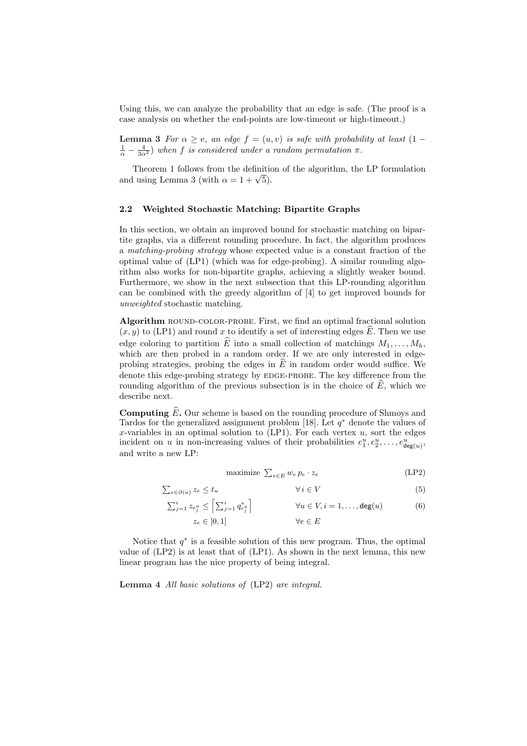Using this, we can analyze the probability that an edge is safe. (The proof is a case analysis on whether the end-points are low-timeout or high-timeout.)

**Lemma 3** *For $\alpha \geq \mathrm{e}$, an edge $f = (u, v)$ is safe with probability at least $(1 - \frac{1}{\alpha} - \frac{4}{3\alpha^2})$ when $f$ is considered under a random permutation $\pi$.*

Theorem 1 follows from the definition of the algorithm, the LP formulation and using Lemma 3 (with $\alpha = 1 + \sqrt{5}$).

### 2.2 Weighted Stochastic Matching: Bipartite Graphs

In this section, we obtain an improved bound for stochastic matching on bipartite graphs, via a different rounding procedure. In fact, the algorithm produces a *matching-probing strategy* whose expected value is a constant fraction of the optimal value of (LP1) (which was for edge-probing). A similar rounding algorithm also works for non-bipartite graphs, achieving a slightly weaker bound. Furthermore, we show in the next subsection that this LP-rounding algorithm can be combined with the greedy algorithm of [4] to get improved bounds for *unweighted* stochastic matching.

**Algorithm** ROUND-COLOR-PROBE. First, we find an optimal fractional solution $(x, y)$ to (LP1) and round $x$ to identify a set of interesting edges $\widehat{E}$. Then we use edge coloring to partition $\widehat{E}$ into a small collection of matchings $M_1, \ldots, M_h$, which are then probed in a random order. If we are only interested in edge-probing strategies, probing the edges in $\widehat{E}$ in random order would suffice. We denote this edge-probing strategy by EDGE-PROBE. The key difference from the rounding algorithm of the previous subsection is in the choice of $\widehat{E}$, which we describe next.

**Computing $\widehat{E}$.** Our scheme is based on the rounding procedure of Shmoys and Tardos for the generalized assignment problem [18]. Let $q^*$ denote the values of $x$-variables in an optimal solution to (LP1). For each vertex $u$, sort the edges incident on $u$ in non-increasing values of their probabilities $e_1^u, e_2^u, \ldots, e_{\mathsf{deg}(u)}^u$, and write a new LP:

$$\text{maximize } \textstyle\sum_{e \in E} w_e \, p_e \cdot z_e \qquad \text{(LP2)}$$

$$\textstyle\sum_{e \in \partial(u)} z_e \leq t_u \qquad \forall\, i \in V \qquad (5)$$

$$\textstyle\sum_{j=1}^{i} z_{e_j^u} \leq \left\lceil \sum_{j=1}^{i} q^*_{e_j^u} \right\rceil \qquad \forall u \in V, i = 1, \ldots, \mathsf{deg}(u) \qquad (6)$$

$$z_e \in [0, 1] \qquad \forall e \in E$$

Notice that $q^*$ is a feasible solution of this new program. Thus, the optimal value of (LP2) is at least that of (LP1). As shown in the next lemma, this new linear program has the nice property of being integral.

**Lemma 4** *All basic solutions of* (LP2) *are integral.*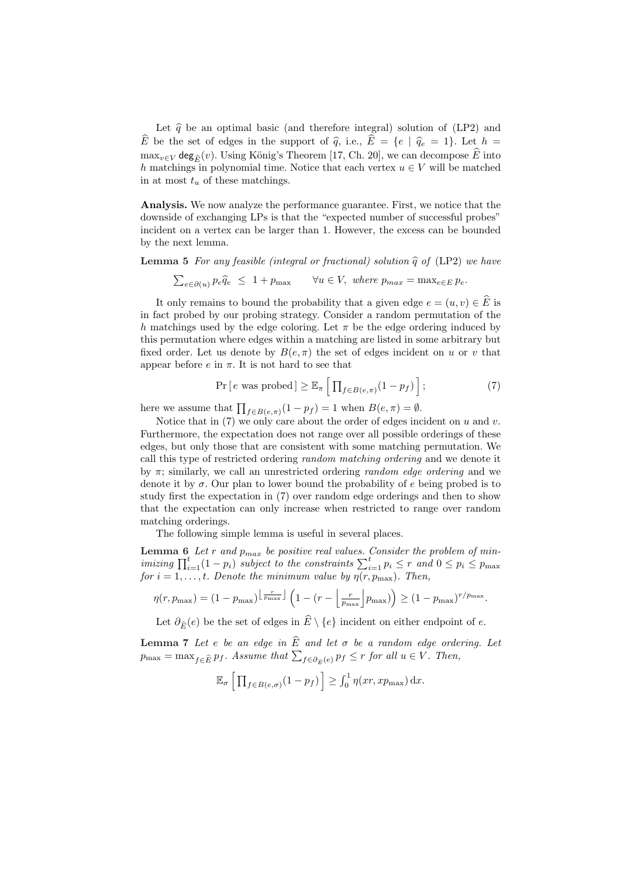Let $\widehat{q}$ be an optimal basic (and therefore integral) solution of (LP2) and $\widehat{E}$ be the set of edges in the support of $\widehat{q}$, i.e., $\widehat{E} = \{e \mid \widehat{q}_e = 1\}$. Let $h = \max_{v \in V} \mathsf{deg}_{\widehat{E}}(v)$. Using König's Theorem [17, Ch. 20], we can decompose $\widehat{E}$ into $h$ matchings in polynomial time. Notice that each vertex $u \in V$ will be matched in at most $t_u$ of these matchings.

**Analysis.** We now analyze the performance guarantee. First, we notice that the downside of exchanging LPs is that the "expected number of successful probes" incident on a vertex can be larger than 1. However, the excess can be bounded by the next lemma.

**Lemma 5** *For any feasible (integral or fractional) solution $\widehat{q}$ of* (LP2) *we have*

$$\sum_{e \in \partial(u)} p_e \widehat{q}_e \;\leq\; 1 + p_{\max} \qquad \forall u \in V, \text{ where } p_{max} = \max_{e \in E} p_e.$$

It only remains to bound the probability that a given edge $e = (u, v) \in \widehat{E}$ is in fact probed by our probing strategy. Consider a random permutation of the $h$ matchings used by the edge coloring. Let $\pi$ be the edge ordering induced by this permutation where edges within a matching are listed in some arbitrary but fixed order. Let us denote by $B(e, \pi)$ the set of edges incident on $u$ or $v$ that appear before $e$ in $\pi$. It is not hard to see that

$$\Pr\left[\, e \text{ was probed} \,\right] \geq \mathbb{E}_\pi \left[\, \prod_{f \in B(e,\pi)} (1 - p_f) \,\right]; \tag{7}$$

here we assume that $\prod_{f \in B(e,\pi)} (1 - p_f) = 1$ when $B(e, \pi) = \emptyset$.

Notice that in (7) we only care about the order of edges incident on $u$ and $v$. Furthermore, the expectation does not range over all possible orderings of these edges, but only those that are consistent with some matching permutation. We call this type of restricted ordering *random matching ordering* and we denote it by $\pi$; similarly, we call an unrestricted ordering *random edge ordering* and we denote it by $\sigma$. Our plan to lower bound the probability of $e$ being probed is to study first the expectation in (7) over random edge orderings and then to show that the expectation can only increase when restricted to range over random matching orderings.

The following simple lemma is useful in several places.

**Lemma 6** *Let $r$ and $p_{max}$ be positive real values. Consider the problem of minimizing $\prod_{i=1}^{t} (1 - p_i)$ subject to the constraints $\sum_{i=1}^{t} p_i \leq r$ and $0 \leq p_i \leq p_{\max}$ for $i = 1, \ldots, t$. Denote the minimum value by $\eta(r, p_{\max})$. Then,*

$$\eta(r, p_{\max}) = (1 - p_{\max})^{\left\lfloor \frac{r}{p_{\max}} \right\rfloor} \left(1 - \left(r - \left\lfloor \frac{r}{p_{\max}} \right\rfloor p_{\max}\right)\right) \geq (1 - p_{\max})^{r/p_{\max}}.$$

Let $\partial_{\widehat{E}}(e)$ be the set of edges in $\widehat{E} \setminus \{e\}$ incident on either endpoint of $e$.

**Lemma 7** *Let $e$ be an edge in $\widehat{E}$ and let $\sigma$ be a random edge ordering. Let $p_{\max} = \max_{f \in \widehat{E}} p_f$. Assume that $\sum_{f \in \partial_{\widehat{E}}(e)} p_f \leq r$ for all $u \in V$. Then,*

$$\mathbb{E}_\sigma \left[\, \prod_{f \in B(e,\sigma)} (1 - p_f) \,\right] \geq \int_0^1 \eta(xr, x p_{\max}) \, \mathrm{d}x.$$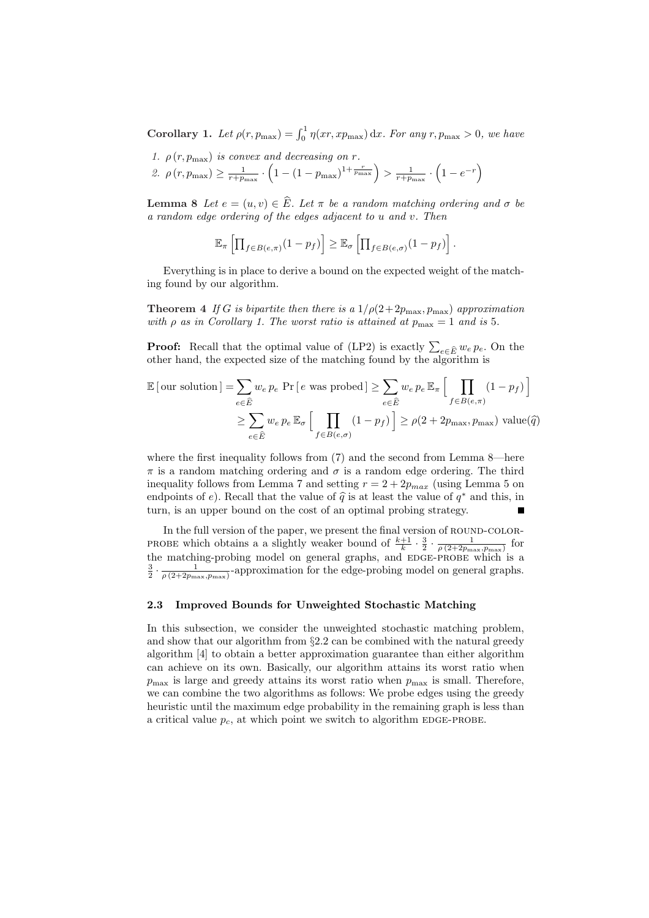**Corollary 1.** *Let $\rho(r, p_{\max}) = \int_0^1 \eta(xr, xp_{\max})\,\mathrm{d}x$. For any $r, p_{\max} > 0$, we have*

1. *$\rho\,(r, p_{\max})$ is convex and decreasing on $r$.*
2. *$\rho\,(r, p_{\max}) \geq \frac{1}{r+p_{\max}} \cdot \left(1 - (1-p_{\max})^{1+\frac{r}{p_{\max}}}\right) > \frac{1}{r+p_{\max}} \cdot \left(1 - e^{-r}\right)$*

**Lemma 8** *Let $e = (u, v) \in \widehat{E}$. Let $\pi$ be a random matching ordering and $\sigma$ be a random edge ordering of the edges adjacent to $u$ and $v$. Then*

$$\mathbb{E}_\pi \left[\prod_{f\in B(e,\pi)}(1-p_f)\right] \geq \mathbb{E}_\sigma \left[\prod_{f\in B(e,\sigma)}(1-p_f)\right].$$

Everything is in place to derive a bound on the expected weight of the matching found by our algorithm.

**Theorem 4** *If $G$ is bipartite then there is a $1/\rho(2+2p_{\max}, p_{\max})$ approximation with $\rho$ as in Corollary 1. The worst ratio is attained at $p_{\max} = 1$ and is 5.*

**Proof:** Recall that the optimal value of (LP2) is exactly $\sum_{e\in\widehat{E}} w_e\, p_e$. On the other hand, the expected size of the matching found by the algorithm is

$$\begin{aligned}
\mathbb{E}\,[\,\text{our solution}\,] &= \sum_{e\in\widehat{E}} w_e\, p_e\, \Pr\,[\,e \text{ was probed}\,] \geq \sum_{e\in\widehat{E}} w_e\, p_e\, \mathbb{E}_\pi \Big[\prod_{f\in B(e,\pi)} (1-p_f)\Big] \\
&\geq \sum_{e\in\widehat{E}} w_e\, p_e\, \mathbb{E}_\sigma \Big[\prod_{f\in B(e,\sigma)} (1-p_f)\Big] \geq \rho(2+2p_{\max}, p_{\max})\ \text{value}(\widehat{q})
\end{aligned}$$

where the first inequality follows from (7) and the second from Lemma 8—here $\pi$ is a random matching ordering and $\sigma$ is a random edge ordering. The third inequality follows from Lemma 7 and setting $r = 2 + 2p_{max}$ (using Lemma 5 on endpoints of $e$). Recall that the value of $\widehat{q}$ is at least the value of $q^*$ and this, in turn, is an upper bound on the cost of an optimal probing strategy. ∎

In the full version of the paper, we present the final version of ROUND-COLOR-PROBE which obtains a a slightly weaker bound of $\frac{k+1}{k} \cdot \frac{3}{2} \cdot \frac{1}{\rho\,(2+2p_{\max}, p_{\max})}$ for the matching-probing model on general graphs, and EDGE-PROBE which is a $\frac{3}{2} \cdot \frac{1}{\rho\,(2+2p_{\max}, p_{\max})}$-approximation for the edge-probing model on general graphs.

### 2.3 Improved Bounds for Unweighted Stochastic Matching

In this subsection, we consider the unweighted stochastic matching problem, and show that our algorithm from §2.2 can be combined with the natural greedy algorithm [4] to obtain a better approximation guarantee than either algorithm can achieve on its own. Basically, our algorithm attains its worst ratio when $p_{\max}$ is large and greedy attains its worst ratio when $p_{\max}$ is small. Therefore, we can combine the two algorithms as follows: We probe edges using the greedy heuristic until the maximum edge probability in the remaining graph is less than a critical value $p_c$, at which point we switch to algorithm EDGE-PROBE.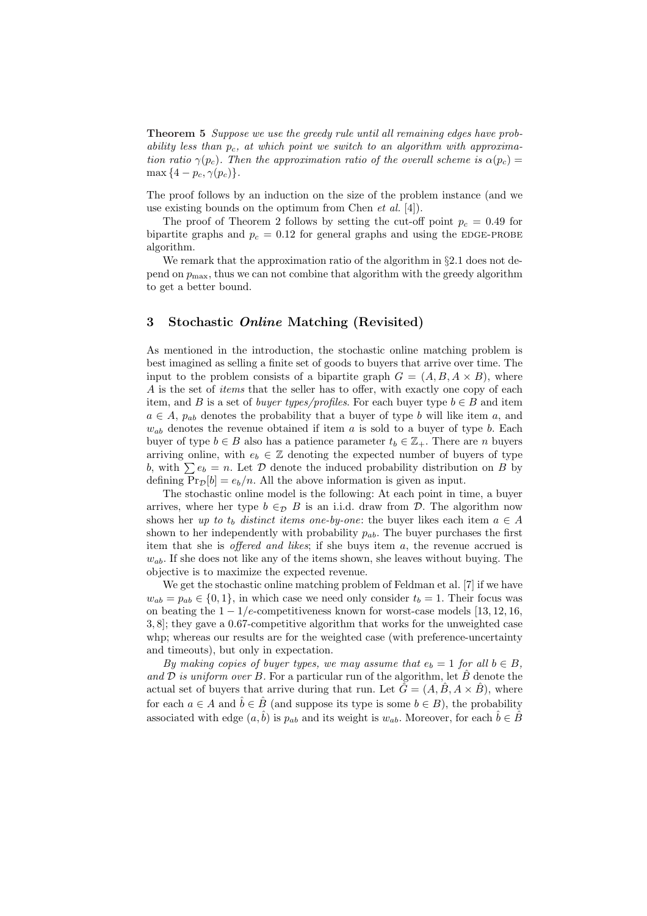**Theorem 5** *Suppose we use the greedy rule until all remaining edges have probability less than $p_c$, at which point we switch to an algorithm with approximation ratio $\gamma(p_c)$. Then the approximation ratio of the overall scheme is $\alpha(p_c) = \max\{4 - p_c, \gamma(p_c)\}$.*

The proof follows by an induction on the size of the problem instance (and we use existing bounds on the optimum from Chen *et al.* [4]).

The proof of Theorem 2 follows by setting the cut-off point $p_c = 0.49$ for bipartite graphs and $p_c = 0.12$ for general graphs and using the EDGE-PROBE algorithm.

We remark that the approximation ratio of the algorithm in §2.1 does not depend on $p_{\max}$, thus we can not combine that algorithm with the greedy algorithm to get a better bound.

## 3 Stochastic *Online* Matching (Revisited)

As mentioned in the introduction, the stochastic online matching problem is best imagined as selling a finite set of goods to buyers that arrive over time. The input to the problem consists of a bipartite graph $G = (A, B, A \times B)$, where $A$ is the set of *items* that the seller has to offer, with exactly one copy of each item, and $B$ is a set of *buyer types/profiles*. For each buyer type $b \in B$ and item $a \in A$, $p_{ab}$ denotes the probability that a buyer of type $b$ will like item $a$, and $w_{ab}$ denotes the revenue obtained if item $a$ is sold to a buyer of type $b$. Each buyer of type $b \in B$ also has a patience parameter $t_b \in \mathbb{Z}_+$. There are $n$ buyers arriving online, with $e_b \in \mathbb{Z}$ denoting the expected number of buyers of type $b$, with $\sum e_b = n$. Let $\mathcal{D}$ denote the induced probability distribution on $B$ by defining $\Pr_{\mathcal{D}}[b] = e_b/n$. All the above information is given as input.

The stochastic online model is the following: At each point in time, a buyer arrives, where her type $b \in_{\mathcal{D}} B$ is an i.i.d. draw from $\mathcal{D}$. The algorithm now shows her *up to $t_b$ distinct items one-by-one*: the buyer likes each item $a \in A$ shown to her independently with probability $p_{ab}$. The buyer purchases the first item that she is *offered and likes*; if she buys item $a$, the revenue accrued is $w_{ab}$. If she does not like any of the items shown, she leaves without buying. The objective is to maximize the expected revenue.

We get the stochastic online matching problem of Feldman et al. [7] if we have $w_{ab} = p_{ab} \in \{0, 1\}$, in which case we need only consider $t_b = 1$. Their focus was on beating the $1 - 1/e$-competitiveness known for worst-case models [13, 12, 16, 3, 8]; they gave a 0.67-competitive algorithm that works for the unweighted case whp; whereas our results are for the weighted case (with preference-uncertainty and timeouts), but only in expectation.

*By making copies of buyer types, we may assume that $e_b = 1$ for all $b \in B$, and $\mathcal{D}$ is uniform over $B$.* For a particular run of the algorithm, let $\hat{B}$ denote the actual set of buyers that arrive during that run. Let $\hat{G} = (A, \hat{B}, A \times \hat{B})$, where for each $a \in A$ and $\hat{b} \in \hat{B}$ (and suppose its type is some $b \in B$), the probability associated with edge $(a, \hat{b})$ is $p_{ab}$ and its weight is $w_{ab}$. Moreover, for each $\hat{b} \in \hat{B}$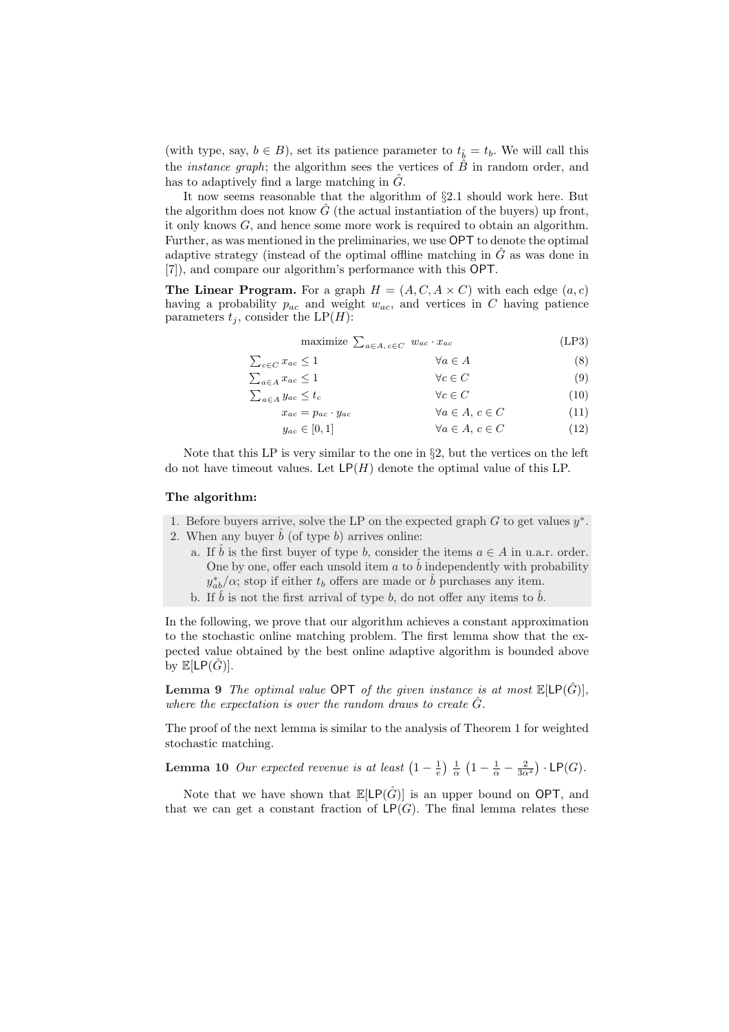(with type, say, $b \in B$), set its patience parameter to $t_{\hat{b}} = t_b$. We will call this the *instance graph*; the algorithm sees the vertices of $\hat{B}$ in random order, and has to adaptively find a large matching in $\hat{G}$.

It now seems reasonable that the algorithm of §2.1 should work here. But the algorithm does not know $\hat{G}$ (the actual instantiation of the buyers) up front, it only knows $G$, and hence some more work is required to obtain an algorithm. Further, as was mentioned in the preliminaries, we use $\mathsf{OPT}$ to denote the optimal adaptive strategy (instead of the optimal offline matching in $\hat{G}$ as was done in [7]), and compare our algorithm's performance with this $\mathsf{OPT}$.

**The Linear Program.** For a graph $H = (A, C, A \times C)$ with each edge $(a, c)$ having a probability $p_{ac}$ and weight $w_{ac}$, and vertices in $C$ having patience parameters $t_j$, consider the LP($H$):

$$\text{maximize } \sum_{a \in A,\, c \in C} w_{ac} \cdot x_{ac} \tag{LP3}$$

$$\sum_{c \in C} x_{ac} \leq 1 \qquad \forall a \in A \tag{8}$$

$$\sum_{a \in A} x_{ac} \leq 1 \qquad \forall c \in C \tag{9}$$

$$\sum_{a \in A} y_{ac} \leq t_c \qquad \forall c \in C \tag{10}$$

$$x_{ac} = p_{ac} \cdot y_{ac} \qquad \forall a \in A,\, c \in C \tag{11}$$

$$y_{ac} \in [0, 1] \qquad \forall a \in A,\, c \in C \tag{12}$$

Note that this LP is very similar to the one in §2, but the vertices on the left do not have timeout values. Let $\mathsf{LP}(H)$ denote the optimal value of this LP.

**The algorithm:**

1. Before buyers arrive, solve the LP on the expected graph $G$ to get values $y^*$.
2. When any buyer $\hat{b}$ (of type $b$) arrives online:
   a. If $\hat{b}$ is the first buyer of type $b$, consider the items $a \in A$ in u.a.r. order. One by one, offer each unsold item $a$ to $\hat{b}$ independently with probability $y^*_{ab}/\alpha$; stop if either $t_b$ offers are made or $\hat{b}$ purchases any item.
   b. If $\hat{b}$ is not the first arrival of type $b$, do not offer any items to $\hat{b}$.

In the following, we prove that our algorithm achieves a constant approximation to the stochastic online matching problem. The first lemma show that the expected value obtained by the best online adaptive algorithm is bounded above by $\mathbb{E}[\mathsf{LP}(\hat{G})]$.

**Lemma 9** *The optimal value* $\mathsf{OPT}$ *of the given instance is at most* $\mathbb{E}[\mathsf{LP}(\hat{G})]$, *where the expectation is over the random draws to create* $\hat{G}$.

The proof of the next lemma is similar to the analysis of Theorem 1 for weighted stochastic matching.

**Lemma 10** *Our expected revenue is at least* $\left(1 - \frac{1}{e}\right) \frac{1}{\alpha} \left(1 - \frac{1}{\alpha} - \frac{2}{3\alpha^2}\right) \cdot \mathsf{LP}(G)$.

Note that we have shown that $\mathbb{E}[\mathsf{LP}(\hat{G})]$ is an upper bound on $\mathsf{OPT}$, and that we can get a constant fraction of $\mathsf{LP}(G)$. The final lemma relates these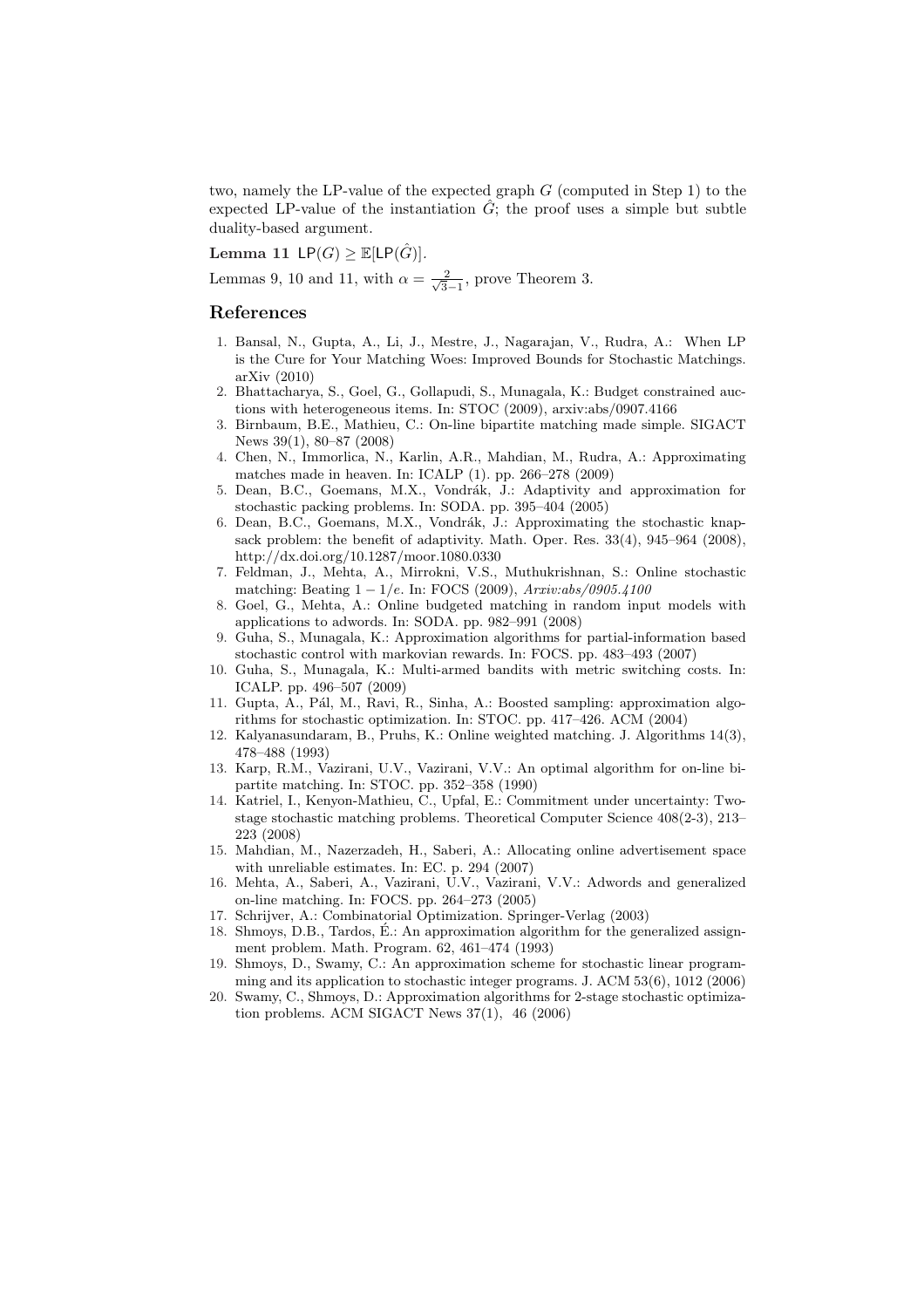two, namely the LP-value of the expected graph $G$ (computed in Step 1) to the expected LP-value of the instantiation $\hat{G}$; the proof uses a simple but subtle duality-based argument.

**Lemma 11** $\mathsf{LP}(G) \geq \mathbb{E}[\mathsf{LP}(\hat{G})]$.

Lemmas 9, 10 and 11, with $\alpha = \frac{2}{\sqrt{3}-1}$, prove Theorem 3.

## References

1. Bansal, N., Gupta, A., Li, J., Mestre, J., Nagarajan, V., Rudra, A.: When LP is the Cure for Your Matching Woes: Improved Bounds for Stochastic Matchings. arXiv (2010)
2. Bhattacharya, S., Goel, G., Gollapudi, S., Munagala, K.: Budget constrained auctions with heterogeneous items. In: STOC (2009), arxiv:abs/0907.4166
3. Birnbaum, B.E., Mathieu, C.: On-line bipartite matching made simple. SIGACT News 39(1), 80–87 (2008)
4. Chen, N., Immorlica, N., Karlin, A.R., Mahdian, M., Rudra, A.: Approximating matches made in heaven. In: ICALP (1). pp. 266–278 (2009)
5. Dean, B.C., Goemans, M.X., Vondrák, J.: Adaptivity and approximation for stochastic packing problems. In: SODA. pp. 395–404 (2005)
6. Dean, B.C., Goemans, M.X., Vondrák, J.: Approximating the stochastic knapsack problem: the benefit of adaptivity. Math. Oper. Res. 33(4), 945–964 (2008), http://dx.doi.org/10.1287/moor.1080.0330
7. Feldman, J., Mehta, A., Mirrokni, V.S., Muthukrishnan, S.: Online stochastic matching: Beating $1 - 1/e$. In: FOCS (2009), *Arxiv:abs/0905.4100*
8. Goel, G., Mehta, A.: Online budgeted matching in random input models with applications to adwords. In: SODA. pp. 982–991 (2008)
9. Guha, S., Munagala, K.: Approximation algorithms for partial-information based stochastic control with markovian rewards. In: FOCS. pp. 483–493 (2007)
10. Guha, S., Munagala, K.: Multi-armed bandits with metric switching costs. In: ICALP. pp. 496–507 (2009)
11. Gupta, A., Pál, M., Ravi, R., Sinha, A.: Boosted sampling: approximation algorithms for stochastic optimization. In: STOC. pp. 417–426. ACM (2004)
12. Kalyanasundaram, B., Pruhs, K.: Online weighted matching. J. Algorithms 14(3), 478–488 (1993)
13. Karp, R.M., Vazirani, U.V., Vazirani, V.V.: An optimal algorithm for on-line bipartite matching. In: STOC. pp. 352–358 (1990)
14. Katriel, I., Kenyon-Mathieu, C., Upfal, E.: Commitment under uncertainty: Two-stage stochastic matching problems. Theoretical Computer Science 408(2-3), 213–223 (2008)
15. Mahdian, M., Nazerzadeh, H., Saberi, A.: Allocating online advertisement space with unreliable estimates. In: EC. p. 294 (2007)
16. Mehta, A., Saberi, A., Vazirani, U.V., Vazirani, V.V.: Adwords and generalized on-line matching. In: FOCS. pp. 264–273 (2005)
17. Schrijver, A.: Combinatorial Optimization. Springer-Verlag (2003)
18. Shmoys, D.B., Tardos, É.: An approximation algorithm for the generalized assignment problem. Math. Program. 62, 461–474 (1993)
19. Shmoys, D., Swamy, C.: An approximation scheme for stochastic linear programming and its application to stochastic integer programs. J. ACM 53(6), 1012 (2006)
20. Swamy, C., Shmoys, D.: Approximation algorithms for 2-stage stochastic optimization problems. ACM SIGACT News 37(1), 46 (2006)